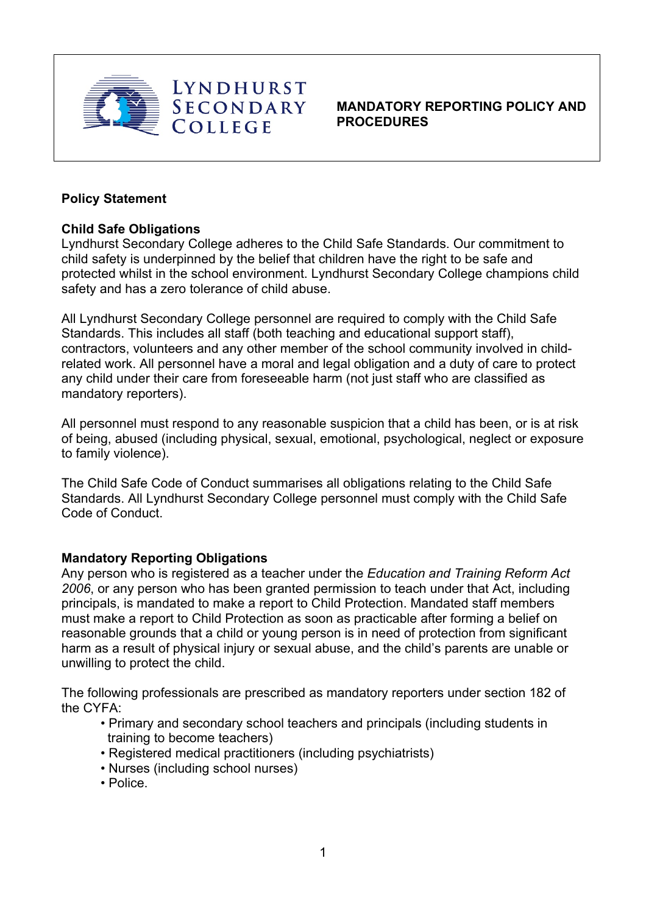# Lyndhurst Secondary College

# MANDATORY REPORTING POLICY AND PROCEDURES

## Policy Statement

### Child Safe Obligations

Lyndhurst Secondary College adheres to the Child Safe Standards. Our commitment to child safety is underpinned by the belief that children have the right to be safe and protected whilst in the school environment. Lyndhurst Secondary College champions child safety and has a zero tolerance of child abuse.

All Lyndhurst Secondary College personnel are required to comply with the Child Safe Standards. This includes all staff (both teaching and educational support staff), contractors, volunteers and any other member of the school community involved in child-related work. All personnel have a moral and legal obligation and a duty of care to protect any child under their care from foreseeable harm (not just staff who are classified as mandatory reporters).

All personnel must respond to any reasonable suspicion that a child has been, or is at risk of being, abused (including physical, sexual, emotional, psychological, neglect or exposure to family violence).

The Child Safe Code of Conduct summarises all obligations relating to the Child Safe Standards. All Lyndhurst Secondary College personnel must comply with the Child Safe Code of Conduct.

### Mandatory Reporting Obligations

Any person who is registered as a teacher under the *Education and Training Reform Act 2006*, or any person who has been granted permission to teach under that Act, including principals, is mandated to make a report to Child Protection. Mandated staff members must make a report to Child Protection as soon as practicable after forming a belief on reasonable grounds that a child or young person is in need of protection from significant harm as a result of physical injury or sexual abuse, and the child's parents are unable or unwilling to protect the child.

The following professionals are prescribed as mandatory reporters under section 182 of the CYFA:

- Primary and secondary school teachers and principals (including students in training to become teachers)
- Registered medical practitioners (including psychiatrists)
- Nurses (including school nurses)
- Police.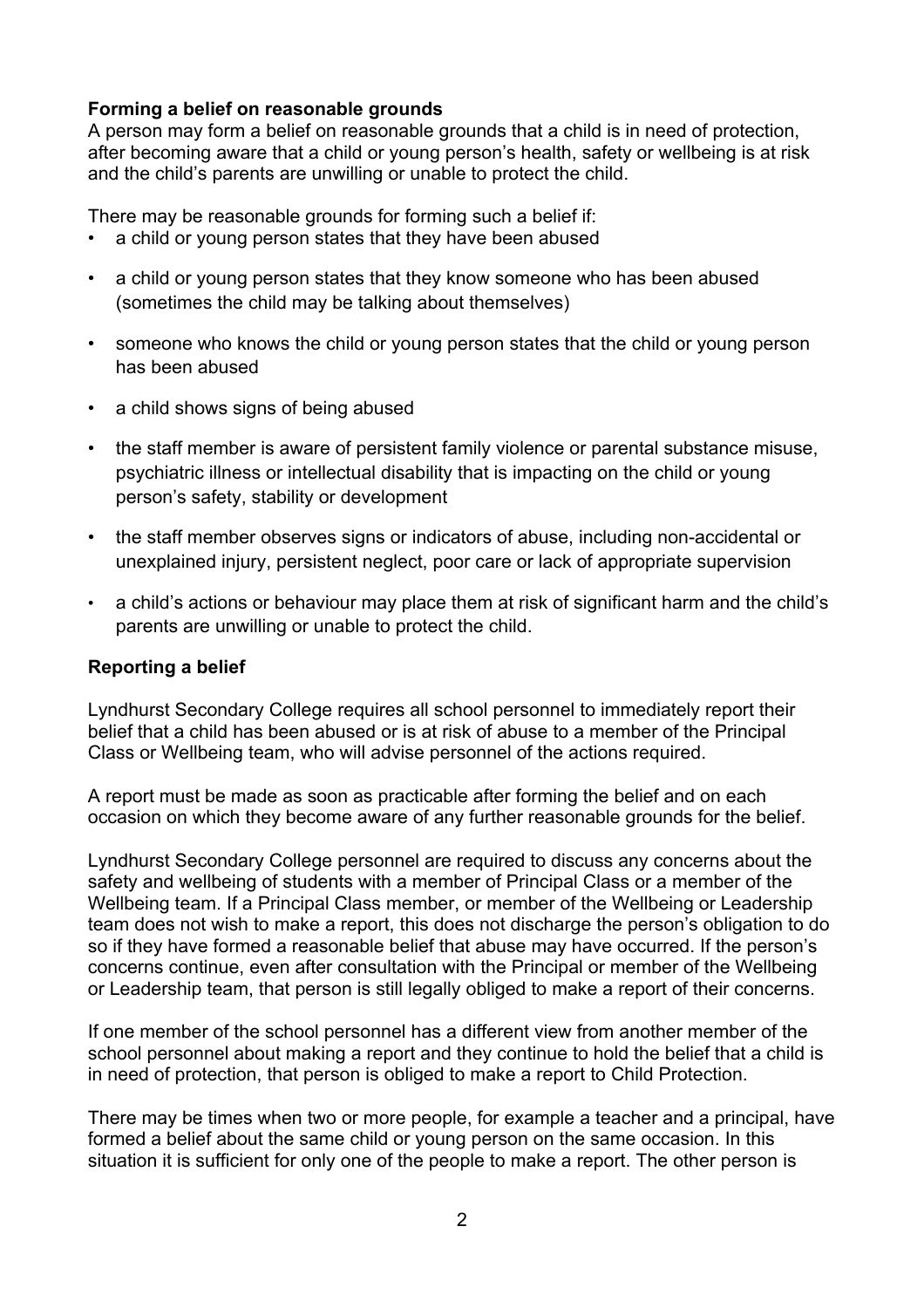**Forming a belief on reasonable grounds**
A person may form a belief on reasonable grounds that a child is in need of protection, after becoming aware that a child or young person's health, safety or wellbeing is at risk and the child's parents are unwilling or unable to protect the child.

There may be reasonable grounds for forming such a belief if:

- a child or young person states that they have been abused
- a child or young person states that they know someone who has been abused (sometimes the child may be talking about themselves)
- someone who knows the child or young person states that the child or young person has been abused
- a child shows signs of being abused
- the staff member is aware of persistent family violence or parental substance misuse, psychiatric illness or intellectual disability that is impacting on the child or young person's safety, stability or development
- the staff member observes signs or indicators of abuse, including non-accidental or unexplained injury, persistent neglect, poor care or lack of appropriate supervision
- a child's actions or behaviour may place them at risk of significant harm and the child's parents are unwilling or unable to protect the child.

**Reporting a belief**

Lyndhurst Secondary College requires all school personnel to immediately report their belief that a child has been abused or is at risk of abuse to a member of the Principal Class or Wellbeing team, who will advise personnel of the actions required.

A report must be made as soon as practicable after forming the belief and on each occasion on which they become aware of any further reasonable grounds for the belief.

Lyndhurst Secondary College personnel are required to discuss any concerns about the safety and wellbeing of students with a member of Principal Class or a member of the Wellbeing team. If a Principal Class member, or member of the Wellbeing or Leadership team does not wish to make a report, this does not discharge the person's obligation to do so if they have formed a reasonable belief that abuse may have occurred. If the person's concerns continue, even after consultation with the Principal or member of the Wellbeing or Leadership team, that person is still legally obliged to make a report of their concerns.

If one member of the school personnel has a different view from another member of the school personnel about making a report and they continue to hold the belief that a child is in need of protection, that person is obliged to make a report to Child Protection.

There may be times when two or more people, for example a teacher and a principal, have formed a belief about the same child or young person on the same occasion. In this situation it is sufficient for only one of the people to make a report. The other person is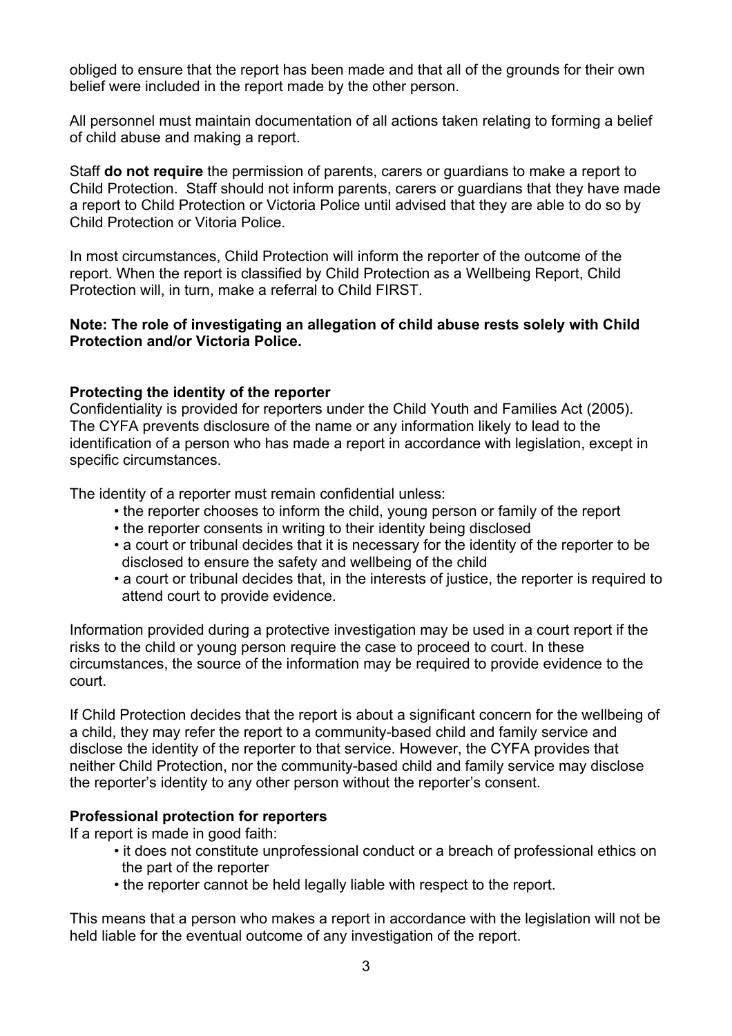obliged to ensure that the report has been made and that all of the grounds for their own belief were included in the report made by the other person.

All personnel must maintain documentation of all actions taken relating to forming a belief of child abuse and making a report.

Staff **do not require** the permission of parents, carers or guardians to make a report to Child Protection. Staff should not inform parents, carers or guardians that they have made a report to Child Protection or Victoria Police until advised that they are able to do so by Child Protection or Vitoria Police.

In most circumstances, Child Protection will inform the reporter of the outcome of the report. When the report is classified by Child Protection as a Wellbeing Report, Child Protection will, in turn, make a referral to Child FIRST.

**Note: The role of investigating an allegation of child abuse rests solely with Child Protection and/or Victoria Police.**

**Protecting the identity of the reporter**

Confidentiality is provided for reporters under the Child Youth and Families Act (2005). The CYFA prevents disclosure of the name or any information likely to lead to the identification of a person who has made a report in accordance with legislation, except in specific circumstances.

The identity of a reporter must remain confidential unless:

- the reporter chooses to inform the child, young person or family of the report
- the reporter consents in writing to their identity being disclosed
- a court or tribunal decides that it is necessary for the identity of the reporter to be disclosed to ensure the safety and wellbeing of the child
- a court or tribunal decides that, in the interests of justice, the reporter is required to attend court to provide evidence.

Information provided during a protective investigation may be used in a court report if the risks to the child or young person require the case to proceed to court. In these circumstances, the source of the information may be required to provide evidence to the court.

If Child Protection decides that the report is about a significant concern for the wellbeing of a child, they may refer the report to a community-based child and family service and disclose the identity of the reporter to that service. However, the CYFA provides that neither Child Protection, nor the community-based child and family service may disclose the reporter's identity to any other person without the reporter's consent.

**Professional protection for reporters**

If a report is made in good faith:

- it does not constitute unprofessional conduct or a breach of professional ethics on the part of the reporter
- the reporter cannot be held legally liable with respect to the report.

This means that a person who makes a report in accordance with the legislation will not be held liable for the eventual outcome of any investigation of the report.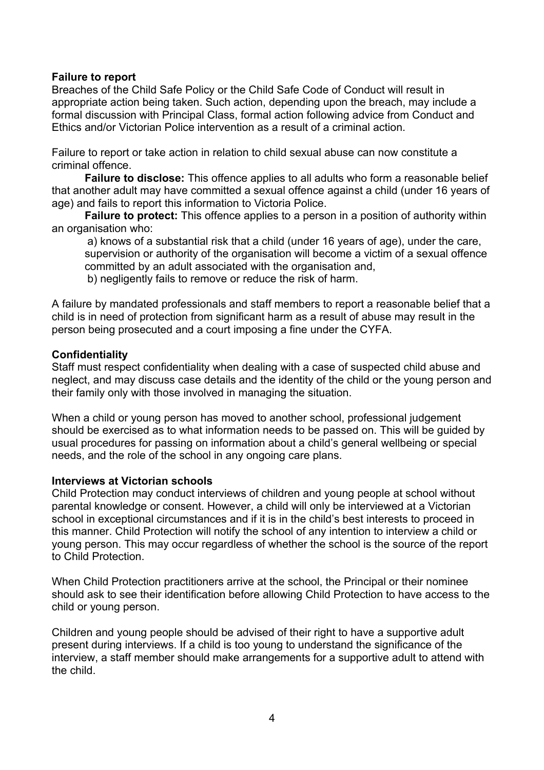**Failure to report**

Breaches of the Child Safe Policy or the Child Safe Code of Conduct will result in appropriate action being taken. Such action, depending upon the breach, may include a formal discussion with Principal Class, formal action following advice from Conduct and Ethics and/or Victorian Police intervention as a result of a criminal action.

Failure to report or take action in relation to child sexual abuse can now constitute a criminal offence.

**Failure to disclose:** This offence applies to all adults who form a reasonable belief that another adult may have committed a sexual offence against a child (under 16 years of age) and fails to report this information to Victoria Police.

**Failure to protect:** This offence applies to a person in a position of authority within an organisation who:

a) knows of a substantial risk that a child (under 16 years of age), under the care, supervision or authority of the organisation will become a victim of a sexual offence committed by an adult associated with the organisation and,

b) negligently fails to remove or reduce the risk of harm.

A failure by mandated professionals and staff members to report a reasonable belief that a child is in need of protection from significant harm as a result of abuse may result in the person being prosecuted and a court imposing a fine under the CYFA.

**Confidentiality**

Staff must respect confidentiality when dealing with a case of suspected child abuse and neglect, and may discuss case details and the identity of the child or the young person and their family only with those involved in managing the situation.

When a child or young person has moved to another school, professional judgement should be exercised as to what information needs to be passed on. This will be guided by usual procedures for passing on information about a child's general wellbeing or special needs, and the role of the school in any ongoing care plans.

**Interviews at Victorian schools**

Child Protection may conduct interviews of children and young people at school without parental knowledge or consent. However, a child will only be interviewed at a Victorian school in exceptional circumstances and if it is in the child's best interests to proceed in this manner. Child Protection will notify the school of any intention to interview a child or young person. This may occur regardless of whether the school is the source of the report to Child Protection.

When Child Protection practitioners arrive at the school, the Principal or their nominee should ask to see their identification before allowing Child Protection to have access to the child or young person.

Children and young people should be advised of their right to have a supportive adult present during interviews. If a child is too young to understand the significance of the interview, a staff member should make arrangements for a supportive adult to attend with the child.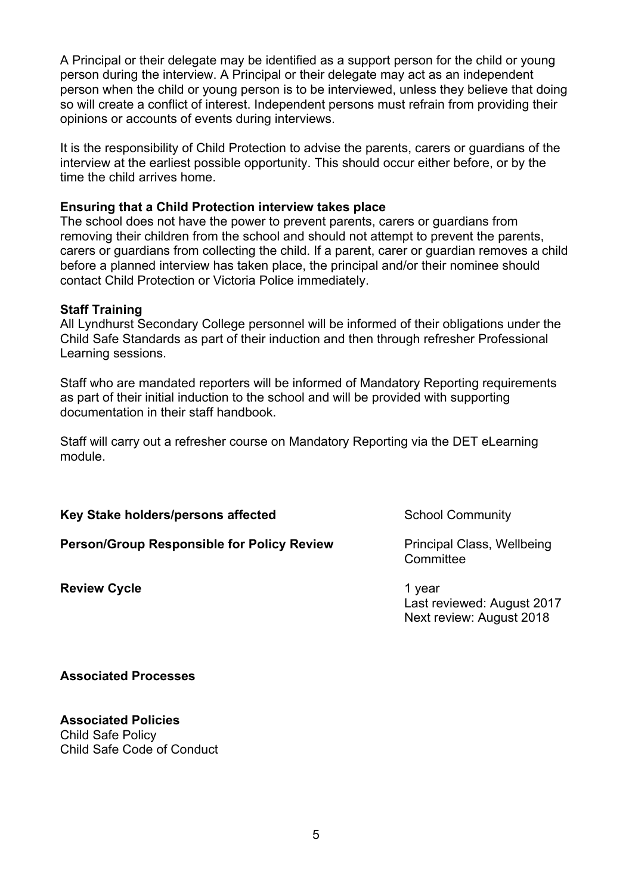A Principal or their delegate may be identified as a support person for the child or young person during the interview. A Principal or their delegate may act as an independent person when the child or young person is to be interviewed, unless they believe that doing so will create a conflict of interest. Independent persons must refrain from providing their opinions or accounts of events during interviews.

It is the responsibility of Child Protection to advise the parents, carers or guardians of the interview at the earliest possible opportunity. This should occur either before, or by the time the child arrives home.

**Ensuring that a Child Protection interview takes place**
The school does not have the power to prevent parents, carers or guardians from removing their children from the school and should not attempt to prevent the parents, carers or guardians from collecting the child. If a parent, carer or guardian removes a child before a planned interview has taken place, the principal and/or their nominee should contact Child Protection or Victoria Police immediately.

**Staff Training**
All Lyndhurst Secondary College personnel will be informed of their obligations under the Child Safe Standards as part of their induction and then through refresher Professional Learning sessions.

Staff who are mandated reporters will be informed of Mandatory Reporting requirements as part of their initial induction to the school and will be provided with supporting documentation in their staff handbook.

Staff will carry out a refresher course on Mandatory Reporting via the DET eLearning module.

| | |
|---|---|
| **Key Stake holders/persons affected** | School Community |
| **Person/Group Responsible for Policy Review** | Principal Class, Wellbeing Committee |
| **Review Cycle** | 1 year<br>Last reviewed: August 2017<br>Next review: August 2018 |

**Associated Processes**

**Associated Policies**
Child Safe Policy
Child Safe Code of Conduct